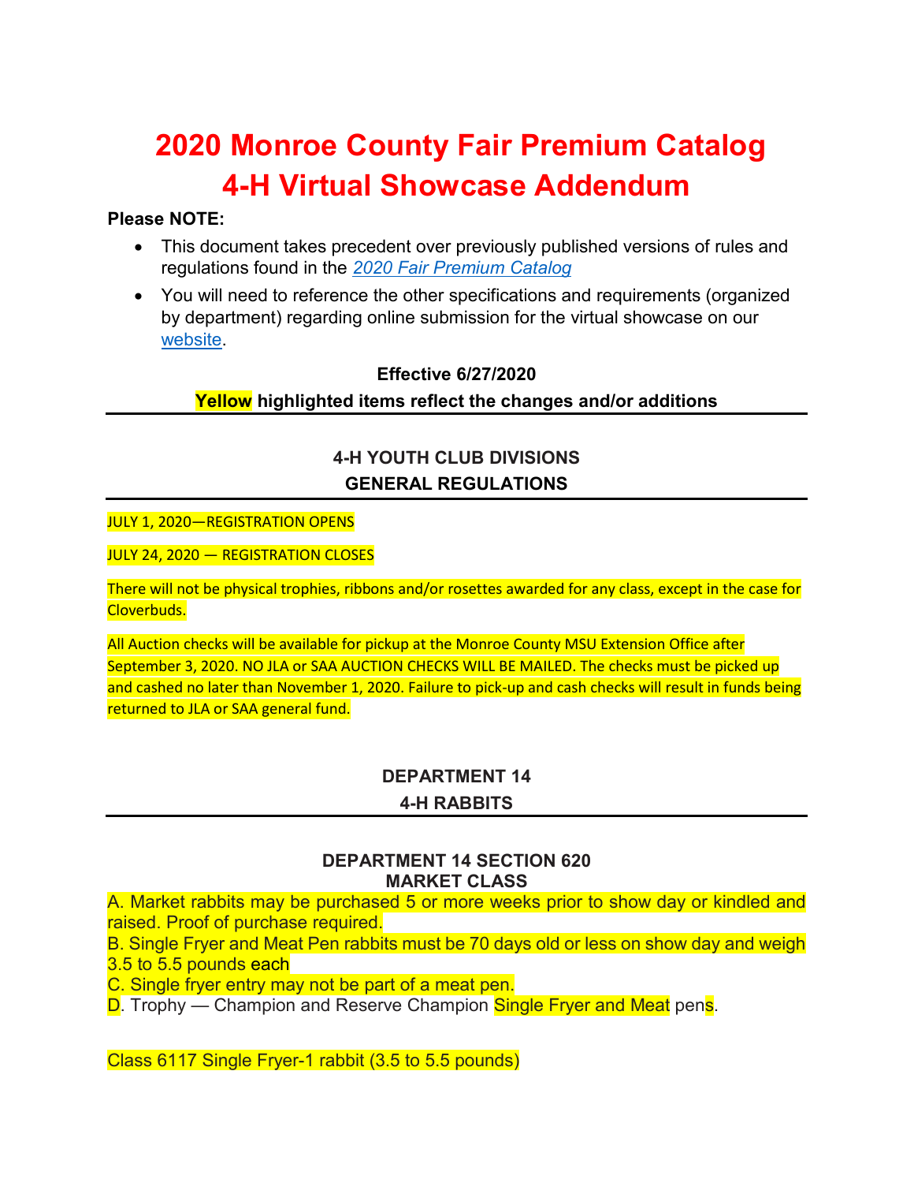# 2020 Monroe County Fair Premium Catalog
# 4-H Virtual Showcase Addendum

**Please NOTE:**

- This document takes precedent over previously published versions of rules and regulations found in the *2020 Fair Premium Catalog*
- You will need to reference the other specifications and requirements (organized by department) regarding online submission for the virtual showcase on our website.

**Effective 6/27/2020**

**Yellow highlighted items reflect the changes and/or additions**

---

## 4-H YOUTH CLUB DIVISIONS
## GENERAL REGULATIONS

JULY 1, 2020—REGISTRATION OPENS

JULY 24, 2020 — REGISTRATION CLOSES

There will not be physical trophies, ribbons and/or rosettes awarded for any class, except in the case for Cloverbuds.

All Auction checks will be available for pickup at the Monroe County MSU Extension Office after September 3, 2020. NO JLA or SAA AUCTION CHECKS WILL BE MAILED. The checks must be picked up and cashed no later than November 1, 2020. Failure to pick-up and cash checks will result in funds being returned to JLA or SAA general fund.

## DEPARTMENT 14
## 4-H RABBITS

### DEPARTMENT 14 SECTION 620
### MARKET CLASS

A. Market rabbits may be purchased 5 or more weeks prior to show day or kindled and raised. Proof of purchase required.
B. Single Fryer and Meat Pen rabbits must be 70 days old or less on show day and weigh 3.5 to 5.5 pounds each
C. Single fryer entry may not be part of a meat pen.
D. Trophy — Champion and Reserve Champion Single Fryer and Meat pens.

Class 6117 Single Fryer-1 rabbit (3.5 to 5.5 pounds)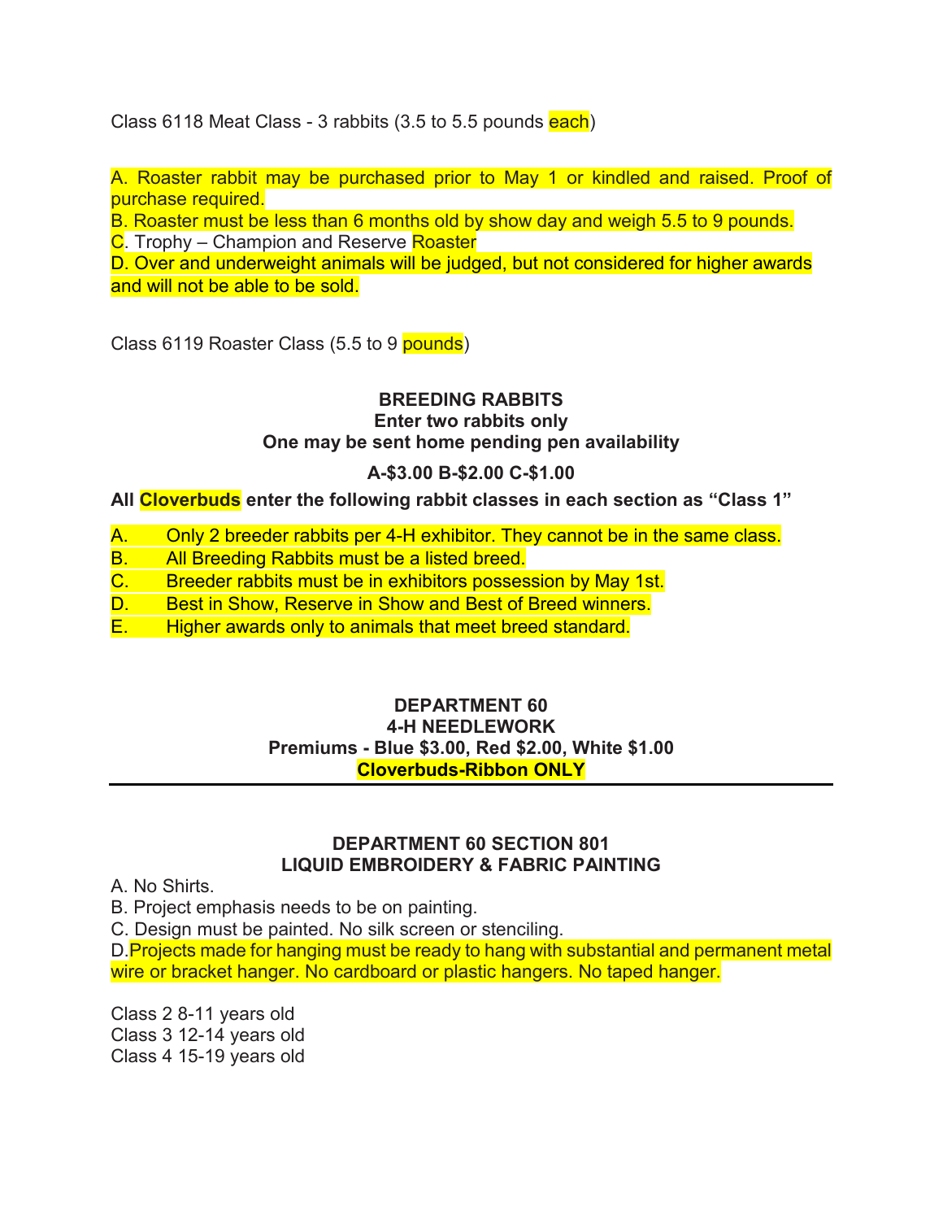Class 6118 Meat Class - 3 rabbits (3.5 to 5.5 pounds each)

A. Roaster rabbit may be purchased prior to May 1 or kindled and raised. Proof of purchase required.
B. Roaster must be less than 6 months old by show day and weigh 5.5 to 9 pounds.
C. Trophy – Champion and Reserve Roaster
D. Over and underweight animals will be judged, but not considered for higher awards and will not be able to be sold.

Class 6119 Roaster Class (5.5 to 9 pounds)

### BREEDING RABBITS

**Enter two rabbits only**
**One may be sent home pending pen availability**

**A-$3.00 B-$2.00 C-$1.00**

**All Cloverbuds enter the following rabbit classes in each section as "Class 1"**

A. Only 2 breeder rabbits per 4-H exhibitor. They cannot be in the same class.
B. All Breeding Rabbits must be a listed breed.
C. Breeder rabbits must be in exhibitors possession by May 1st.
D. Best in Show, Reserve in Show and Best of Breed winners.
E. Higher awards only to animals that meet breed standard.

## DEPARTMENT 60
## 4-H NEEDLEWORK

**Premiums - Blue $3.00, Red $2.00, White $1.00**
**Cloverbuds-Ribbon ONLY**

---

### DEPARTMENT 60 SECTION 801
### LIQUID EMBROIDERY & FABRIC PAINTING

A. No Shirts.
B. Project emphasis needs to be on painting.
C. Design must be painted. No silk screen or stenciling.
D. Projects made for hanging must be ready to hang with substantial and permanent metal wire or bracket hanger. No cardboard or plastic hangers. No taped hanger.

Class 2 8-11 years old
Class 3 12-14 years old
Class 4 15-19 years old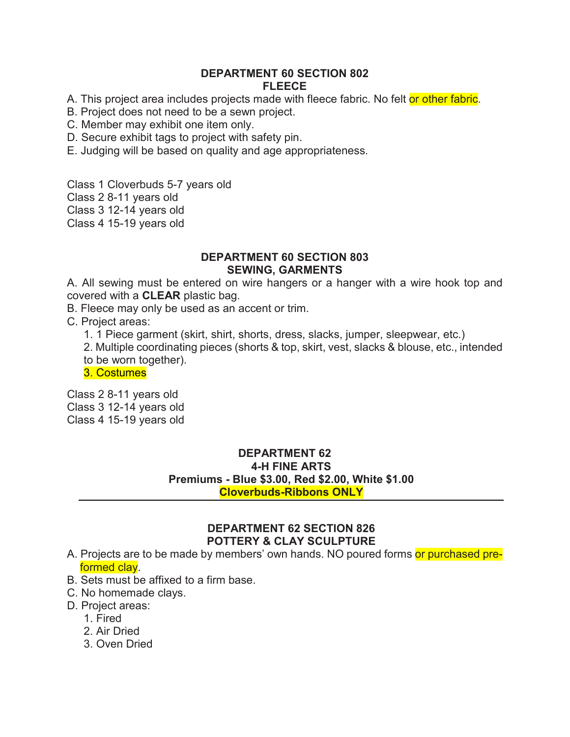## DEPARTMENT 60 SECTION 802
## FLEECE

A. This project area includes projects made with fleece fabric. No felt or other fabric.
B. Project does not need to be a sewn project.
C. Member may exhibit one item only.
D. Secure exhibit tags to project with safety pin.
E. Judging will be based on quality and age appropriateness.

Class 1 Cloverbuds 5-7 years old
Class 2 8-11 years old
Class 3 12-14 years old
Class 4 15-19 years old

## DEPARTMENT 60 SECTION 803
## SEWING, GARMENTS

A. All sewing must be entered on wire hangers or a hanger with a wire hook top and covered with a **CLEAR** plastic bag.
B. Fleece may only be used as an accent or trim.
C. Project areas:
   1. 1 Piece garment (skirt, shirt, shorts, dress, slacks, jumper, sleepwear, etc.)
   2. Multiple coordinating pieces (shorts & top, skirt, vest, slacks & blouse, etc., intended to be worn together).
   3. Costumes

Class 2 8-11 years old
Class 3 12-14 years old
Class 4 15-19 years old

## DEPARTMENT 62
## 4-H FINE ARTS
**Premiums - Blue $3.00, Red $2.00, White $1.00**
**Cloverbuds-Ribbons ONLY**

---

## DEPARTMENT 62 SECTION 826
## POTTERY & CLAY SCULPTURE

A. Projects are to be made by members' own hands. NO poured forms or purchased pre-formed clay.
B. Sets must be affixed to a firm base.
C. No homemade clays.
D. Project areas:
   1. Fired
   2. Air Dried
   3. Oven Dried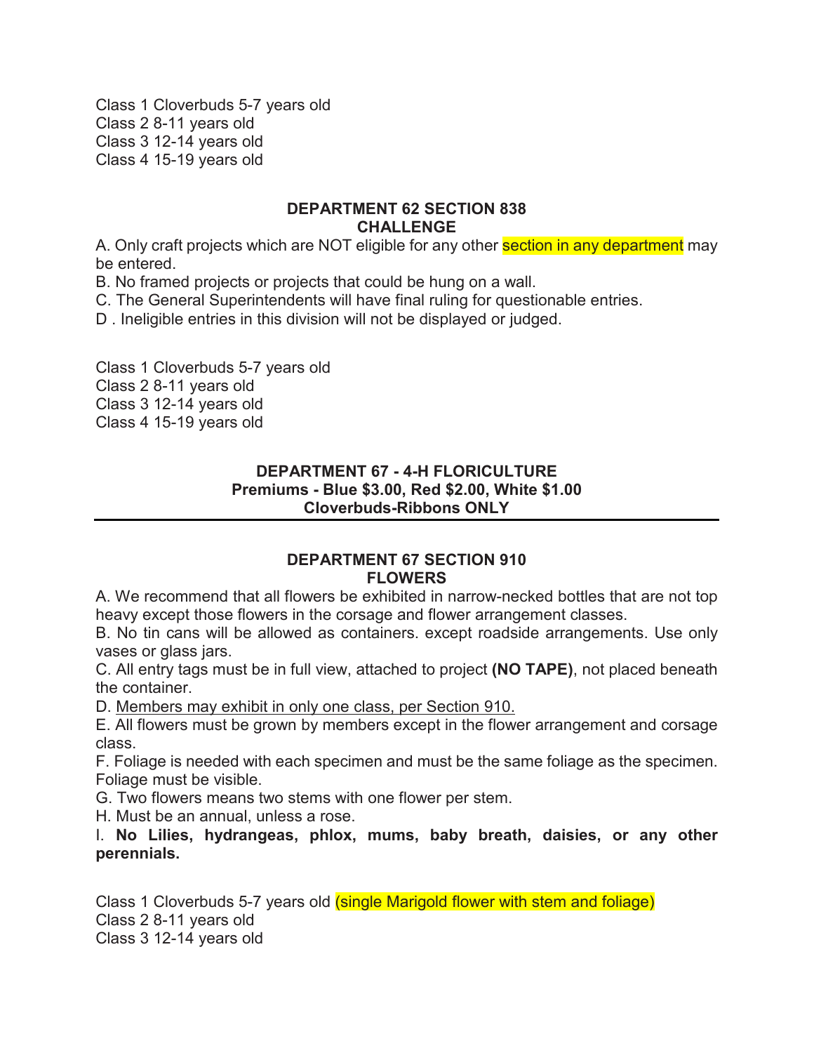Class 1 Cloverbuds 5-7 years old
Class 2 8-11 years old
Class 3 12-14 years old
Class 4 15-19 years old

## DEPARTMENT 62 SECTION 838
## CHALLENGE

A. Only craft projects which are NOT eligible for any other section in any department may be entered.
B. No framed projects or projects that could be hung on a wall.
C. The General Superintendents will have final ruling for questionable entries.
D . Ineligible entries in this division will not be displayed or judged.

Class 1 Cloverbuds 5-7 years old
Class 2 8-11 years old
Class 3 12-14 years old
Class 4 15-19 years old

## DEPARTMENT 67 - 4-H FLORICULTURE
**Premiums - Blue $3.00, Red $2.00, White $1.00**
**Cloverbuds-Ribbons ONLY**

---

## DEPARTMENT 67 SECTION 910
## FLOWERS

A. We recommend that all flowers be exhibited in narrow-necked bottles that are not top heavy except those flowers in the corsage and flower arrangement classes.
B. No tin cans will be allowed as containers. except roadside arrangements. Use only vases or glass jars.
C. All entry tags must be in full view, attached to project **(NO TAPE)**, not placed beneath the container.
D. Members may exhibit in only one class, per Section 910.
E. All flowers must be grown by members except in the flower arrangement and corsage class.
F. Foliage is needed with each specimen and must be the same foliage as the specimen. Foliage must be visible.
G. Two flowers means two stems with one flower per stem.
H. Must be an annual, unless a rose.
I. **No Lilies, hydrangeas, phlox, mums, baby breath, daisies, or any other perennials.**

Class 1 Cloverbuds 5-7 years old (single Marigold flower with stem and foliage)
Class 2 8-11 years old
Class 3 12-14 years old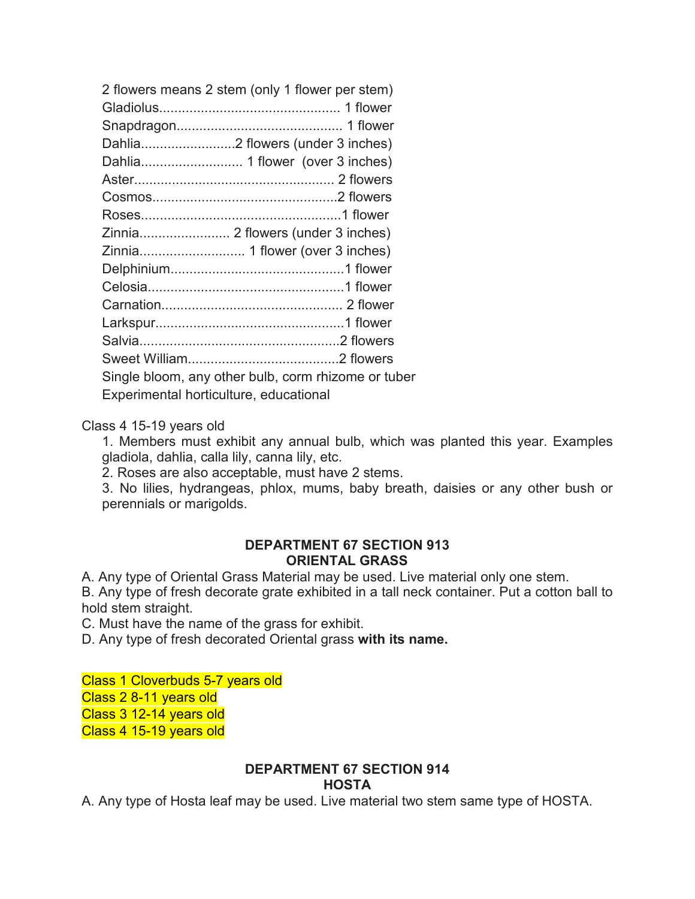2 flowers means 2 stem (only 1 flower per stem)
Gladiolus................................................ 1 flower
Snapdragon........................................... 1 flower
Dahlia.........................2 flowers (under 3 inches)
Dahlia........................... 1 flower (over 3 inches)
Aster.................................................... 2 flowers
Cosmos................................................2 flowers
Roses....................................................1 flower
Zinnia........................ 2 flowers (under 3 inches)
Zinnia............................ 1 flower (over 3 inches)
Delphinium.............................................1 flower
Celosia...................................................1 flower
Carnation............................................... 2 flower
Larkspur.................................................1 flower
Salvia....................................................2 flowers
Sweet William.......................................2 flowers
Single bloom, any other bulb, corm rhizome or tuber
Experimental horticulture, educational

Class 4 15-19 years old

1. Members must exhibit any annual bulb, which was planted this year. Examples gladiola, dahlia, calla lily, canna lily, etc.
2. Roses are also acceptable, must have 2 stems.
3. No lilies, hydrangeas, phlox, mums, baby breath, daisies or any other bush or perennials or marigolds.

## DEPARTMENT 67 SECTION 913
## ORIENTAL GRASS

A. Any type of Oriental Grass Material may be used. Live material only one stem.
B. Any type of fresh decorate grate exhibited in a tall neck container. Put a cotton ball to hold stem straight.
C. Must have the name of the grass for exhibit.
D. Any type of fresh decorated Oriental grass **with its name.**

Class 1 Cloverbuds 5-7 years old
Class 2 8-11 years old
Class 3 12-14 years old
Class 4 15-19 years old

## DEPARTMENT 67 SECTION 914
## HOSTA

A. Any type of Hosta leaf may be used. Live material two stem same type of HOSTA.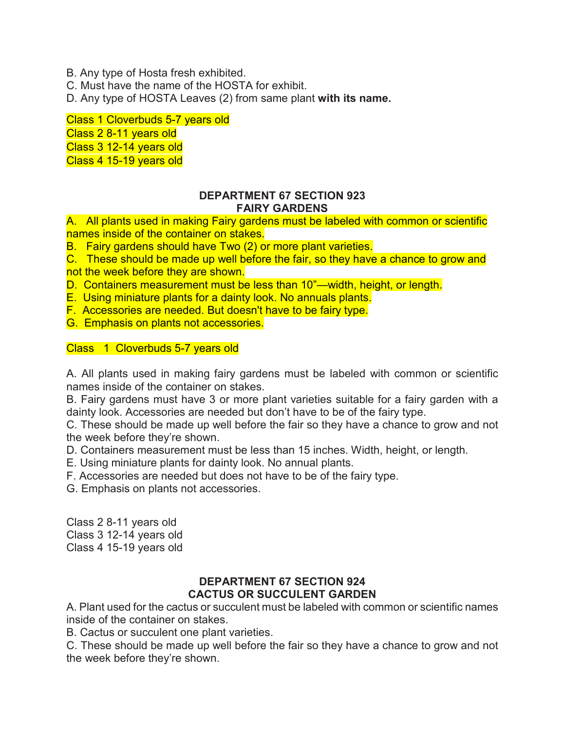B. Any type of Hosta fresh exhibited.
C. Must have the name of the HOSTA for exhibit.
D. Any type of HOSTA Leaves (2) from same plant **with its name.**

Class 1 Cloverbuds 5-7 years old
Class 2 8-11 years old
Class 3 12-14 years old
Class 4 15-19 years old

## DEPARTMENT 67 SECTION 923
## FAIRY GARDENS

A. All plants used in making Fairy gardens must be labeled with common or scientific names inside of the container on stakes.
B. Fairy gardens should have Two (2) or more plant varieties.
C. These should be made up well before the fair, so they have a chance to grow and not the week before they are shown.
D. Containers measurement must be less than 10"—width, height, or length.
E. Using miniature plants for a dainty look. No annuals plants.
F. Accessories are needed. But doesn't have to be fairy type.
G. Emphasis on plants not accessories.

Class 1 Cloverbuds 5-7 years old

A. All plants used in making fairy gardens must be labeled with common or scientific names inside of the container on stakes.
B. Fairy gardens must have 3 or more plant varieties suitable for a fairy garden with a dainty look. Accessories are needed but don't have to be of the fairy type.
C. These should be made up well before the fair so they have a chance to grow and not the week before they're shown.
D. Containers measurement must be less than 15 inches. Width, height, or length.
E. Using miniature plants for dainty look. No annual plants.
F. Accessories are needed but does not have to be of the fairy type.
G. Emphasis on plants not accessories.

Class 2 8-11 years old
Class 3 12-14 years old
Class 4 15-19 years old

## DEPARTMENT 67 SECTION 924
## CACTUS OR SUCCULENT GARDEN

A. Plant used for the cactus or succulent must be labeled with common or scientific names inside of the container on stakes.
B. Cactus or succulent one plant varieties.
C. These should be made up well before the fair so they have a chance to grow and not the week before they're shown.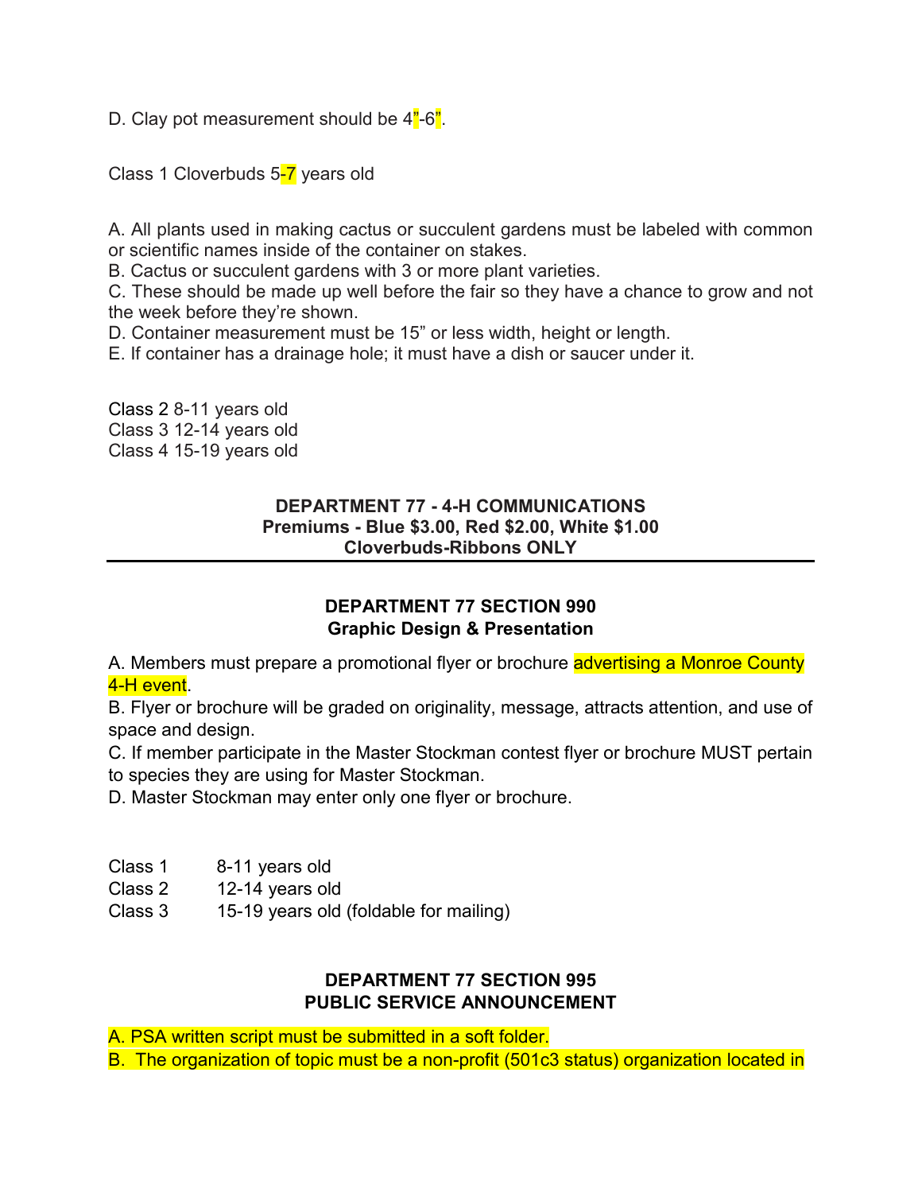D. Clay pot measurement should be 4”-6”.

Class 1 Cloverbuds 5-7 years old

A. All plants used in making cactus or succulent gardens must be labeled with common or scientific names inside of the container on stakes.
B. Cactus or succulent gardens with 3 or more plant varieties.
C. These should be made up well before the fair so they have a chance to grow and not the week before they’re shown.
D. Container measurement must be 15” or less width, height or length.
E. If container has a drainage hole; it must have a dish or saucer under it.

Class 2 8-11 years old
Class 3 12-14 years old
Class 4 15-19 years old

## DEPARTMENT 77 - 4-H COMMUNICATIONS

**Premiums - Blue $3.00, Red $2.00, White $1.00**
**Cloverbuds-Ribbons ONLY**

---

### DEPARTMENT 77 SECTION 990
### Graphic Design & Presentation

A. Members must prepare a promotional flyer or brochure advertising a Monroe County 4-H event.
B. Flyer or brochure will be graded on originality, message, attracts attention, and use of space and design.
C. If member participate in the Master Stockman contest flyer or brochure MUST pertain to species they are using for Master Stockman.
D. Master Stockman may enter only one flyer or brochure.

Class 1 8-11 years old
Class 2 12-14 years old
Class 3 15-19 years old (foldable for mailing)

### DEPARTMENT 77 SECTION 995
### PUBLIC SERVICE ANNOUNCEMENT

A. PSA written script must be submitted in a soft folder.
B. The organization of topic must be a non-profit (501c3 status) organization located in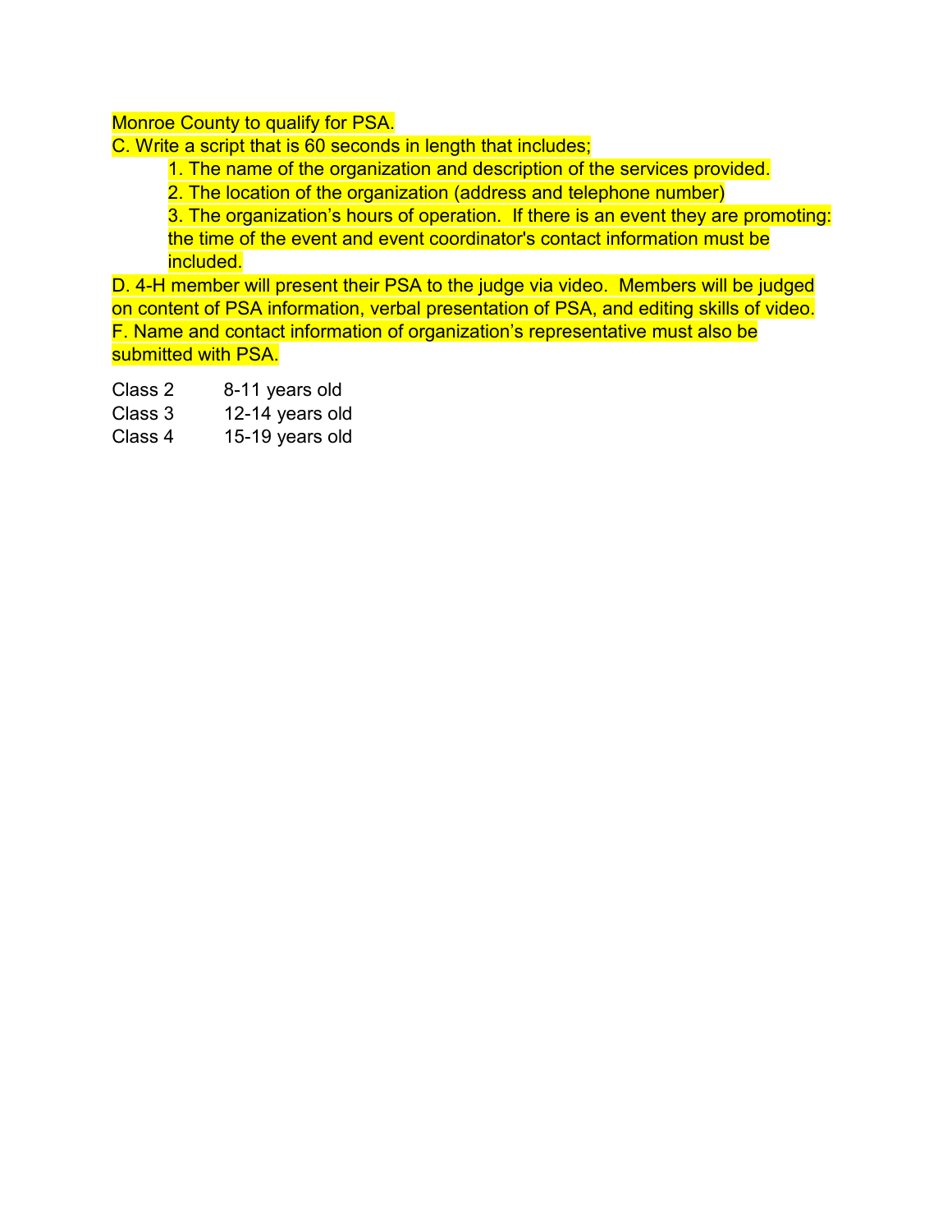Monroe County to qualify for PSA.

C. Write a script that is 60 seconds in length that includes;

1. The name of the organization and description of the services provided.
2. The location of the organization (address and telephone number)
3. The organization's hours of operation. If there is an event they are promoting: the time of the event and event coordinator's contact information must be included.

D. 4-H member will present their PSA to the judge via video. Members will be judged on content of PSA information, verbal presentation of PSA, and editing skills of video.

F. Name and contact information of organization's representative must also be submitted with PSA.

| | |
|---|---|
| Class 2 | 8-11 years old |
| Class 3 | 12-14 years old |
| Class 4 | 15-19 years old |